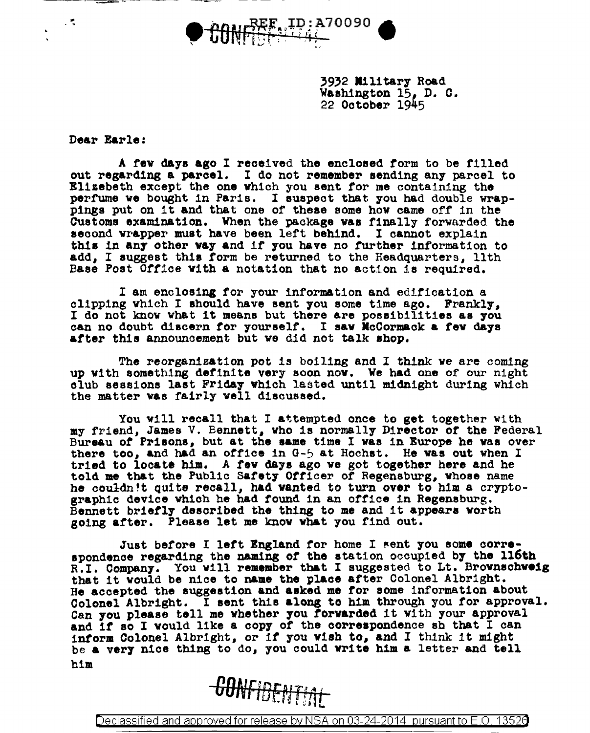3932 Military Road
Washington 15, D. C.
22 October 1945

Dear Earle:

A few days ago I received the enclosed form to be filled out regarding a parcel. I do not remember sending any parcel to Elizebeth except the one which you sent for me containing the perfume we bought in Paris. I suspect that you had double wrappings put on it and that one of these some how came off in the Customs examination. When the package was finally forwarded the second wrapper must have been left behind. I cannot explain this in any other way and if you have no further information to add, I suggest this form be returned to the Headquarters, 11th Base Post Office with a notation that no action is required.

I am enclosing for your information and edification a clipping which I should have sent you some time ago. Frankly, I do not know what it means but there are possibilities as you can no doubt discern for yourself. I saw McCormack a few days after this announcement but we did not talk shop.

The reorganization pot is boiling and I think we are coming up with something definite very soon now. We had one of our night club sessions last Friday which lasted until midnight during which the matter was fairly well discussed.

You will recall that I attempted once to get together with my friend, James V. Bennett, who is normally Director of the Federal Bureau of Prisons, but at the same time I was in Europe he was over there too, and had an office in G-5 at Hochst. He was out when I tried to locate him. A few days ago we got together here and he told me that the Public Safety Officer of Regensburg, whose name he couldn't quite recall, had wanted to turn over to him a cryptographic device which he had found in an office in Regensburg. Bennett briefly described the thing to me and it appears worth going after. Please let me know what you find out.

Just before I left England for home I sent you some correspondence regarding the naming of the station occupied by the 116th R.I. Company. You will remember that I suggested to Lt. Brownschweig that it would be nice to name the place after Colonel Albright. He accepted the suggestion and asked me for some information about Colonel Albright. I sent this along to him through you for approval. Can you please tell me whether you forwarded it with your approval and if so I would like a copy of the correspondence sh that I can inform Colonel Albright, or if you wish to, and I think it might be a very nice thing to do, you could write him a letter and tell him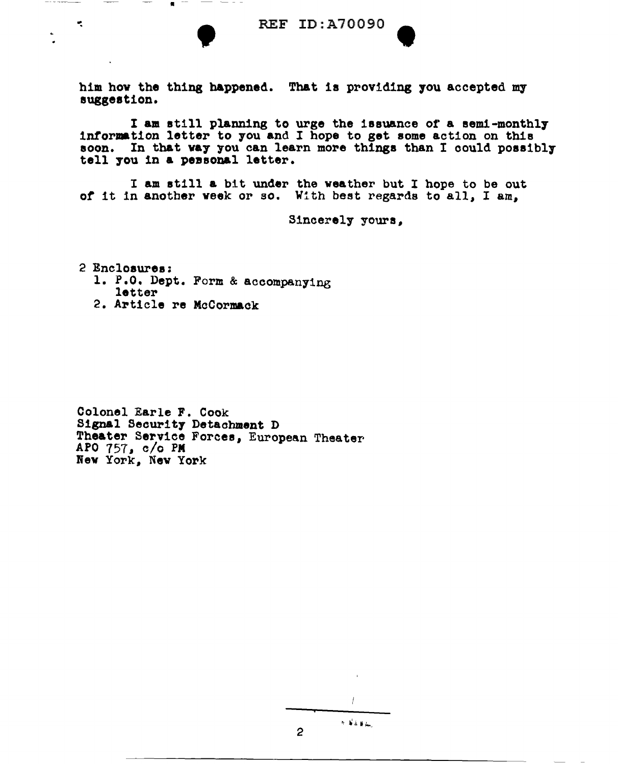him how the thing happened. That is providing you accepted my suggestion.

I am still planning to urge the issuance of a semi-monthly information letter to you and I hope to get some action on this soon. In that way you can learn more things than I could possibly tell you in a pessonal letter.

I am still a bit under the weather but I hope to be out of it in another week or so. With best regards to all, I am,

Sincerely yours,

2 Enclosures:
1. P.O. Dept. Form & accompanying letter
2. Article re McCormack

Colonel Earle F. Cook
Signal Security Detachment D
Theater Service Forces, European Theater
APO 757, c/o PM
New York, New York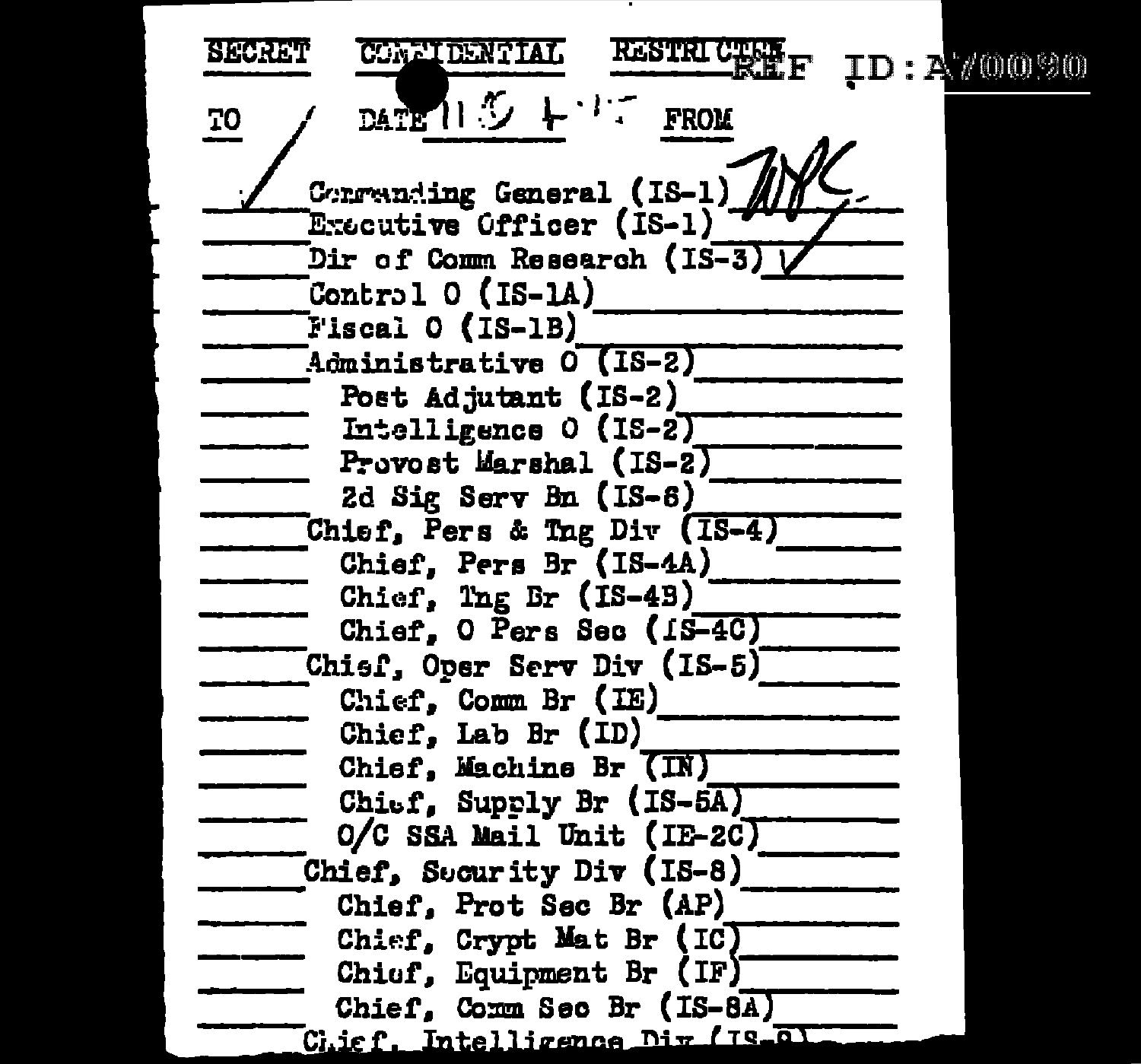SECRET CONFIDENTIAL RESTRICTED REF ID:A70090

TO ✓ DATE 11 9 4 FROM

✓ Commanding General (IS-1) WFC
Executive Officer (IS-1)
Dir of Comm Research (IS-3) ✓
Control O (IS-1A)
Fiscal O (IS-1B)
Administrative O (IS-2)
Post Adjutant (IS-2)
Intelligence O (IS-2)
Provost Marshal (IS-2)
2d Sig Serv Bn (IS-6)
Chief, Pers & Tng Div (IS-4)
Chief, Pers Br (IS-4A)
Chief, Tng Br (IS-4B)
Chief, O Pers Sec (IS-4C)
Chief, Oper Serv Div (IS-5)
Chief, Comm Br (IE)
Chief, Lab Br (ID)
Chief, Machine Br (IN)
Chief, Supply Br (IS-5A)
O/C SSA Mail Unit (IE-2C)
Chief, Security Div (IS-8)
Chief, Prot Sec Br (AP)
Chief, Crypt Mat Br (IC)
Chief, Equipment Br (IF)
Chief, Comm Sec Br (IS-8A)
Chief, Intelligence Div (IS-9)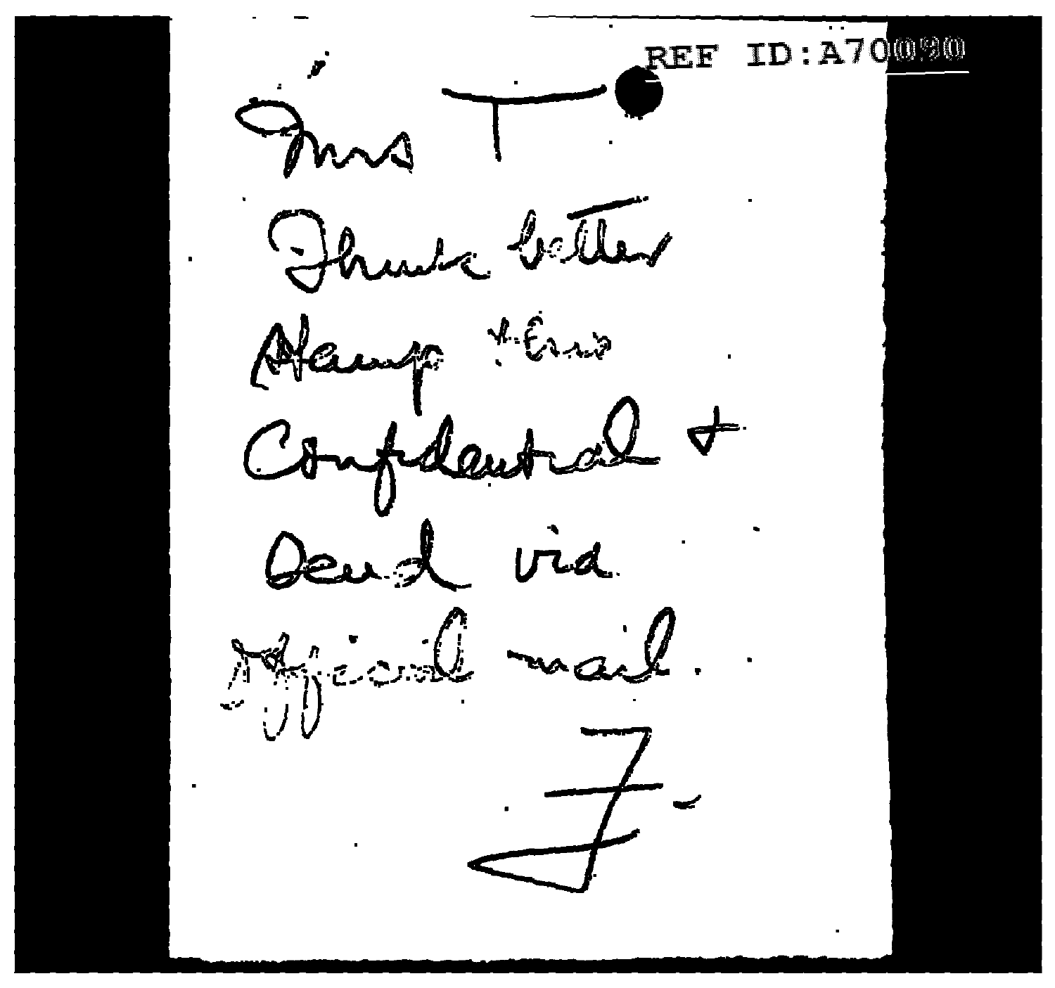REF ID:A70090

Mrs T

Thanks letter

Stamp & Env

Confidential &

Send via

Official mail.

F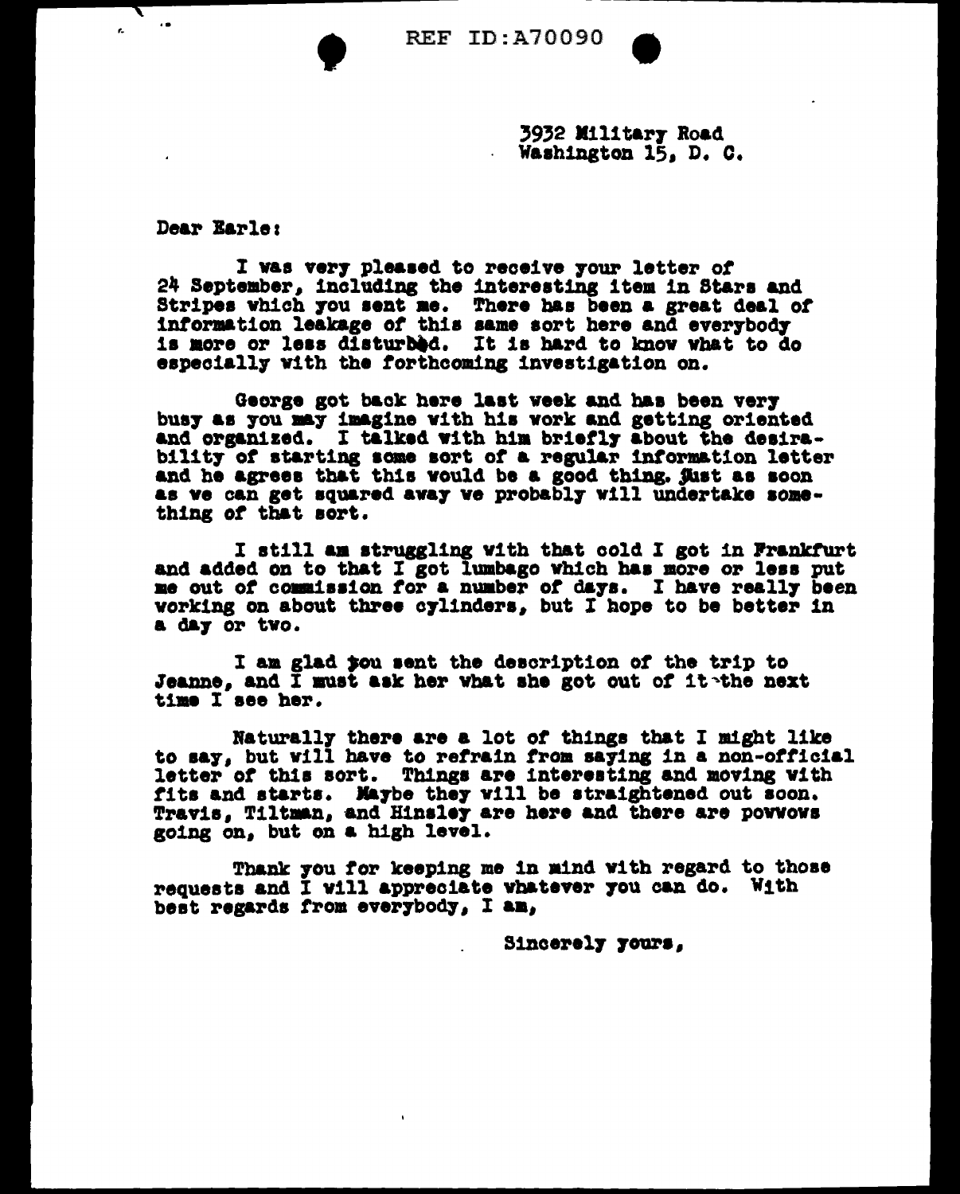3932 Military Road
Washington 15, D. C.

Dear Earle:

I was very pleased to receive your letter of 24 September, including the interesting item in Stars and Stripes which you sent me. There has been a great deal of information leakage of this same sort here and everybody is more or less disturbed. It is hard to know what to do especially with the forthcoming investigation on.

George got back here last week and has been very busy as you may imagine with his work and getting oriented and organized. I talked with him briefly about the desirability of starting some sort of a regular information letter and he agrees that this would be a good thing. Just as soon as we can get squared away we probably will undertake something of that sort.

I still am struggling with that cold I got in Frankfurt and added on to that I got lumbago which has more or less put me out of commission for a number of days. I have really been working on about three cylinders, but I hope to be better in a day or two.

I am glad you sent the description of the trip to Jeanne, and I must ask her what she got out of it the next time I see her.

Naturally there are a lot of things that I might like to say, but will have to refrain from saying in a non-official letter of this sort. Things are interesting and moving with fits and starts. Maybe they will be straightened out soon. Travis, Tiltman, and Hinsley are here and there are powwows going on, but on a high level.

Thank you for keeping me in mind with regard to those requests and I will appreciate whatever you can do. With best regards from everybody, I am,

Sincerely yours,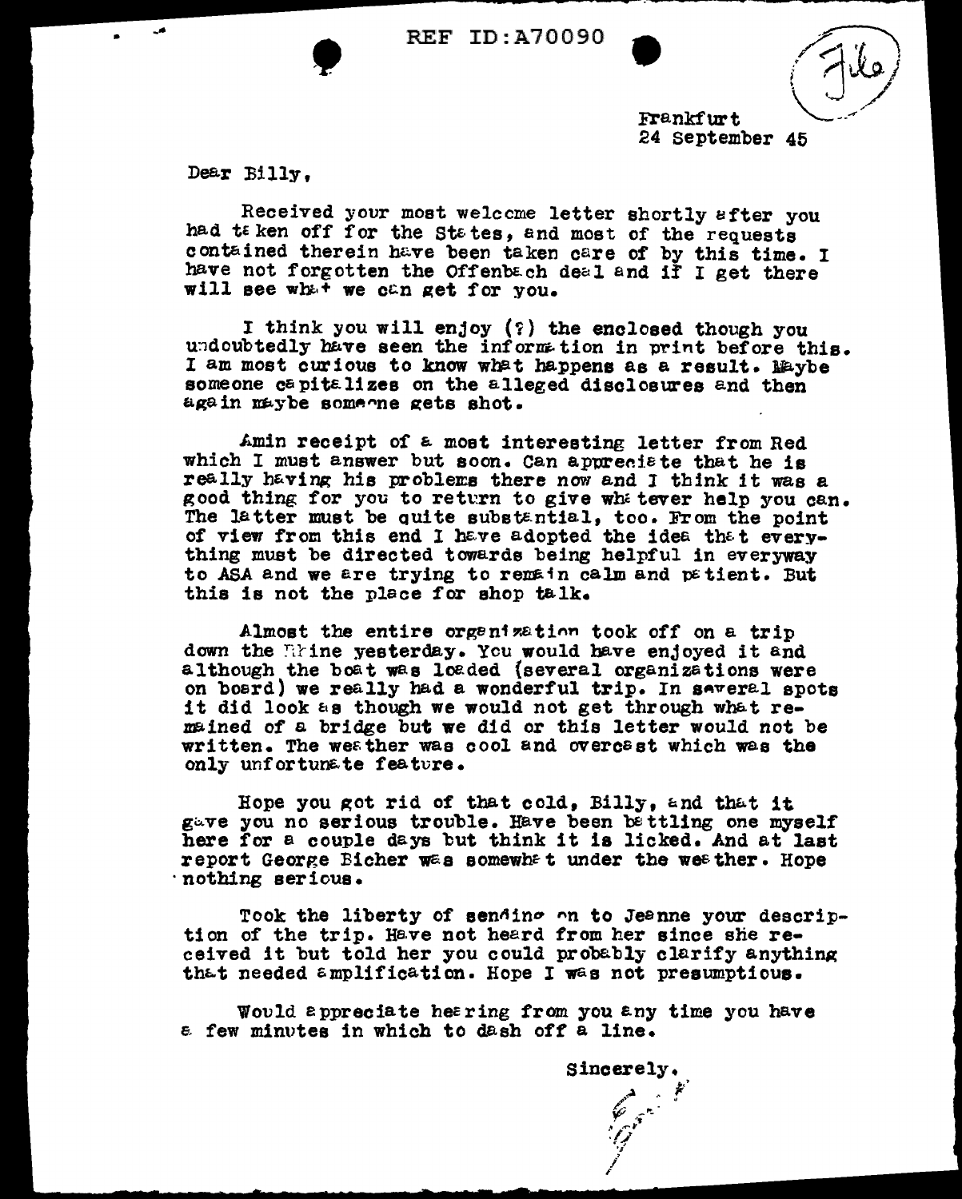File

Frankfurt
24 September 45

Dear Billy,

Received your most welcome letter shortly after you had taken off for the States, and most of the requests contained therein have been taken care of by this time. I have not forgotten the Offenbach deal and if I get there will see what we can get for you.

I think you will enjoy (?) the enclosed though you undoubtedly have seen the information in print before this. I am most curious to know what happens as a result. Maybe someone capitalizes on the alleged disclosures and then again maybe someone gets shot.

Amin receipt of a most interesting letter from Red which I must answer but soon. Can appreciate that he is really having his problems there now and I think it was a good thing for you to return to give whatever help you can. The latter must be quite substantial, too. From the point of view from this end I have adopted the idea that everything must be directed towards being helpful in everyway to ASA and we are trying to remain calm and patient. But this is not the place for shop talk.

Almost the entire organization took off on a trip down the Rhine yesterday. You would have enjoyed it and although the boat was loaded (several organizations were on board) we really had a wonderful trip. In several spots it did look as though we would not get through what remained of a bridge but we did or this letter would not be written. The weather was cool and overcast which was the only unfortunate feature.

Hope you got rid of that cold, Billy, and that it gave you no serious trouble. Have been battling one myself here for a couple days but think it is licked. And at last report George Bicher was somewhat under the weather. Hope nothing serious.

Took the liberty of sending on to Jeanne your description of the trip. Have not heard from her since she received it but told her you could probably clarify anything that needed amplification. Hope I was not presumptious.

Would appreciate hearing from you any time you have a few minutes in which to dash off a line.

Sincerely,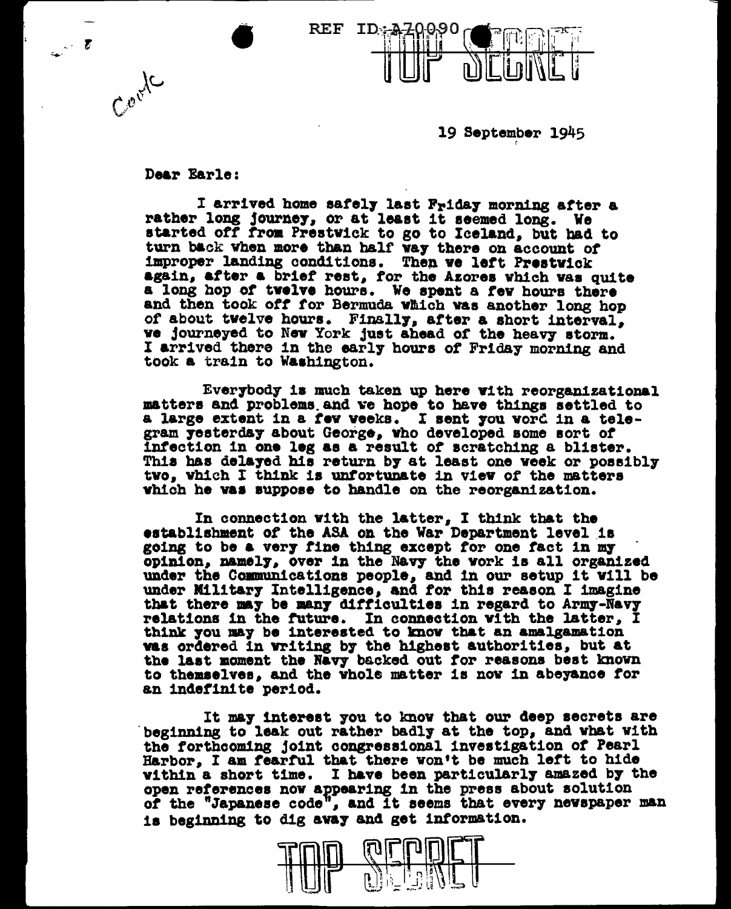REF ID:A70090

TOP SECRET

Cordc

19 September 1945

Dear Earle:

I arrived home safely last Friday morning after a rather long journey, or at least it seemed long. We started off from Prestwick to go to Iceland, but had to turn back when more than half way there on account of improper landing conditions. Then we left Prestwick again, after a brief rest, for the Azores which was quite a long hop of twelve hours. We spent a few hours there and then took off for Bermuda which was another long hop of about twelve hours. Finally, after a short interval, we journeyed to New York just ahead of the heavy storm. I arrived there in the early hours of Friday morning and took a train to Washington.

Everybody is much taken up here with reorganizational matters and problems and we hope to have things settled to a large extent in a few weeks. I sent you word in a telegram yesterday about George, who developed some sort of infection in one leg as a result of scratching a blister. This has delayed his return by at least one week or possibly two, which I think is unfortunate in view of the matters which he was suppose to handle on the reorganization.

In connection with the latter, I think that the establishment of the ASA on the War Department level is going to be a very fine thing except for one fact in my opinion, namely, over in the Navy the work is all organized under the Communications people, and in our setup it will be under Military Intelligence, and for this reason I imagine that there may be many difficulties in regard to Army-Navy relations in the future. In connection with the latter, I think you may be interested to know that an amalgamation was ordered in writing by the highest authorities, but at the last moment the Navy backed out for reasons best known to themselves, and the whole matter is now in abeyance for an indefinite period.

It may interest you to know that our deep secrets are beginning to leak out rather badly at the top, and what with the forthcoming joint congressional investigation of Pearl Harbor, I am fearful that there won't be much left to hide within a short time. I have been particularly amazed by the open references now appearing in the press about solution of the "Japanese code", and it seems that every newspaper man is beginning to dig away and get information.

TOP SECRET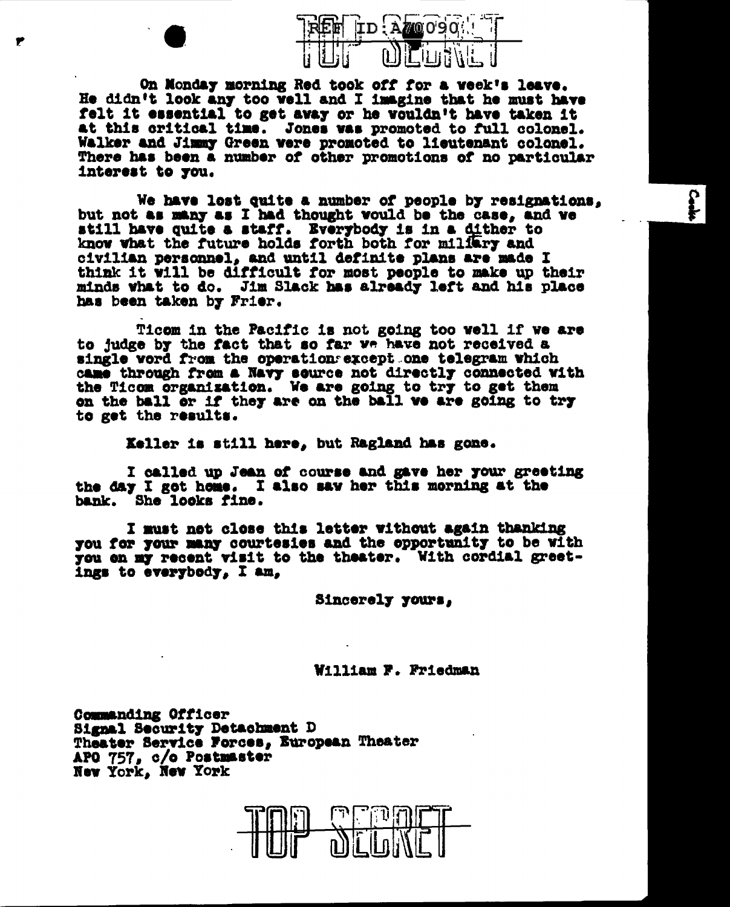On Monday morning Red took off for a week's leave. He didn't look any too well and I imagine that he must have felt it essential to get away or he wouldn't have taken it at this critical time. Jones was promoted to full colonel. Walker and Jimmy Green were promoted to lieutenant colonel. There has been a number of other promotions of no particular interest to you.

We have lost quite a number of people by resignations, but not as many as I had thought would be the case, and we still have quite a staff. Everybody is in a dither to know what the future holds forth both for military and civilian personnel, and until definite plans are made I think it will be difficult for most people to make up their minds what to do. Jim Slack has already left and his place has been taken by Frier.

Ticom in the Pacific is not going too well if we are to judge by the fact that so far we have not received a single word from the operation except one telegram which came through from a Navy source not directly connected with the Ticom organization. We are going to try to get them on the ball or if they are on the ball we are going to try to get the results.

Keller is still here, but Ragland has gone.

I called up Jean of course and gave her your greeting the day I got home. I also saw her this morning at the bank. She looks fine.

I must not close this letter without again thanking you for your many courtesies and the opportunity to be with you on my recent visit to the theater. With cordial greetings to everybody, I am,

Sincerely yours,

William F. Friedman

Commanding Officer
Signal Security Detachment D
Theater Service Forces, European Theater
APO 757, c/o Postmaster
New York, New York

TOP SECRET